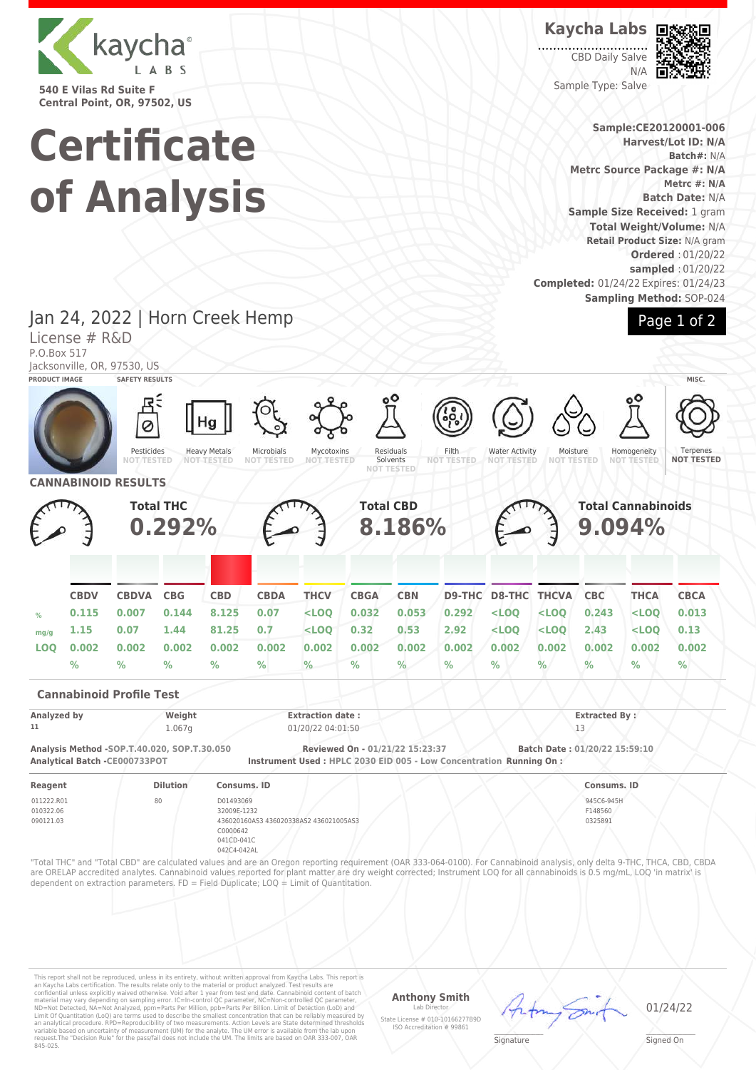kaycha LABS

540 E Vilas Rd Suite F
Central Point, OR, 97502, US

# Certificate of Analysis

**Kaycha Labs**

CBD Daily Salve
N/A
Sample Type: Salve

**Sample:CE20120001-006**
**Harvest/Lot ID: N/A**
**Batch#:** N/A
**Metrc Source Package #: N/A**
**Metrc #: N/A**
**Batch Date:** N/A
**Sample Size Received:** 1 gram
**Total Weight/Volume:** N/A
**Retail Product Size:** N/A gram
**Ordered** : 01/20/22
**sampled** : 01/20/22
**Completed:** 01/24/22 Expires: 01/24/23
**Sampling Method:** SOP-024

## Jan 24, 2022 | Horn Creek Hemp

License # R&D
P.O.Box 517
Jacksonville, OR, 97530, US

**PRODUCT IMAGE** | **SAFETY RESULTS** | **MISC.**

| Pesticides | Heavy Metals | Microbials | Mycotoxins | Residuals Solvents | Filth | Water Activity | Moisture | Homogeneity | Terpenes |
|---|---|---|---|---|---|---|---|---|---|
| NOT TESTED | NOT TESTED | NOT TESTED | NOT TESTED | NOT TESTED | NOT TESTED | NOT TESTED | NOT TESTED | NOT TESTED | NOT TESTED |

## CANNABINOID RESULTS

**Total THC** 0.292% | **Total CBD** 8.186% | **Total Cannabinoids** 9.094%

| | CBDV | CBDVA | CBG | CBD | CBDA | THCV | CBGA | CBN | D9-THC | D8-THC | THCVA | CBC | THCA | CBCA |
|---|---|---|---|---|---|---|---|---|---|---|---|---|---|---|
| % | 0.115 | 0.007 | 0.144 | 8.125 | 0.07 | <LOQ | 0.032 | 0.053 | 0.292 | <LOQ | <LOQ | 0.243 | <LOQ | 0.013 |
| mg/g | 1.15 | 0.07 | 1.44 | 81.25 | 0.7 | <LOQ | 0.32 | 0.53 | 2.92 | <LOQ | <LOQ | 2.43 | <LOQ | 0.13 |
| LOQ | 0.002 % | 0.002 % | 0.002 % | 0.002 % | 0.002 % | 0.002 % | 0.002 % | 0.002 % | 0.002 % | 0.002 % | 0.002 % | 0.002 % | 0.002 % | 0.002 % |

### Cannabinoid Profile Test

| Analyzed by | Weight | Extraction date : | Extracted By : |
|---|---|---|---|
| 11 | 1.067g | 01/20/22 04:01:50 | 13 |

**Analysis Method** -SOP.T.40.020, SOP.T.30.050
**Analytical Batch** -CE000733POT
**Reviewed On** - 01/21/22 15:23:37
**Instrument Used** : HPLC 2030 EID 005 - Low Concentration **Running On** :
**Batch Date** : 01/20/22 15:59:10

| Reagent | Dilution | Consums. ID | Consums. ID |
|---|---|---|---|
| 011222.R01<br>010322.06<br>090121.03 | 80 | D01493069<br>32009E-1232<br>436020160AS3 436020338AS2 436021005AS3<br>C0000642<br>041CD-041C<br>042C4-042AL | 945C6-945H<br>F148560<br>0325891 |

"Total THC" and "Total CBD" are calculated values and are an Oregon reporting requirement (OAR 333-064-0100). For Cannabinoid analysis, only delta 9-THC, THCA, CBD, CBDA are ORELAP accredited analytes. Cannabinoid values reported for plant matter are dry weight corrected; Instrument LOQ for all cannabinoids is 0.5 mg/mL, LOQ 'in matrix' is dependent on extraction parameters. FD = Field Duplicate; LOQ = Limit of Quantitation.

This report shall not be reproduced, unless in its entirety, without written approval from Kaycha Labs. This report is an Kaycha Labs certification. The results relate only to the material or product analyzed. Test results are confidential unless explicitly waived otherwise. Void after 1 year from test end date. Cannabinoid content of batch material may vary depending on sampling error. IC=In-control QC parameter, NC=Non-controlled QC parameter, ND=Not Detected, NA=Not Analyzed, ppm=Parts Per Million, ppb=Parts Per Billion. Limit of Detection (LoD) and Limit Of Quantitation (LoQ) are terms used to describe the smallest concentration that can be reliably measured by an analytical procedure. RPD=Reproducibility of two measurements. Action Levels are State determined thresholds variable based on uncertainty of measurement (UM) for the analyte. The UM error is available from the lab upon request.The "Decision Rule" for the pass/fail does not include the UM. The limits are based on OAR 333-007, OAR 845-025.

**Anthony Smith**
Lab Director
State License # 010-10166277B9D
ISO Accreditation # 99861

Signature

01/24/22
Signed On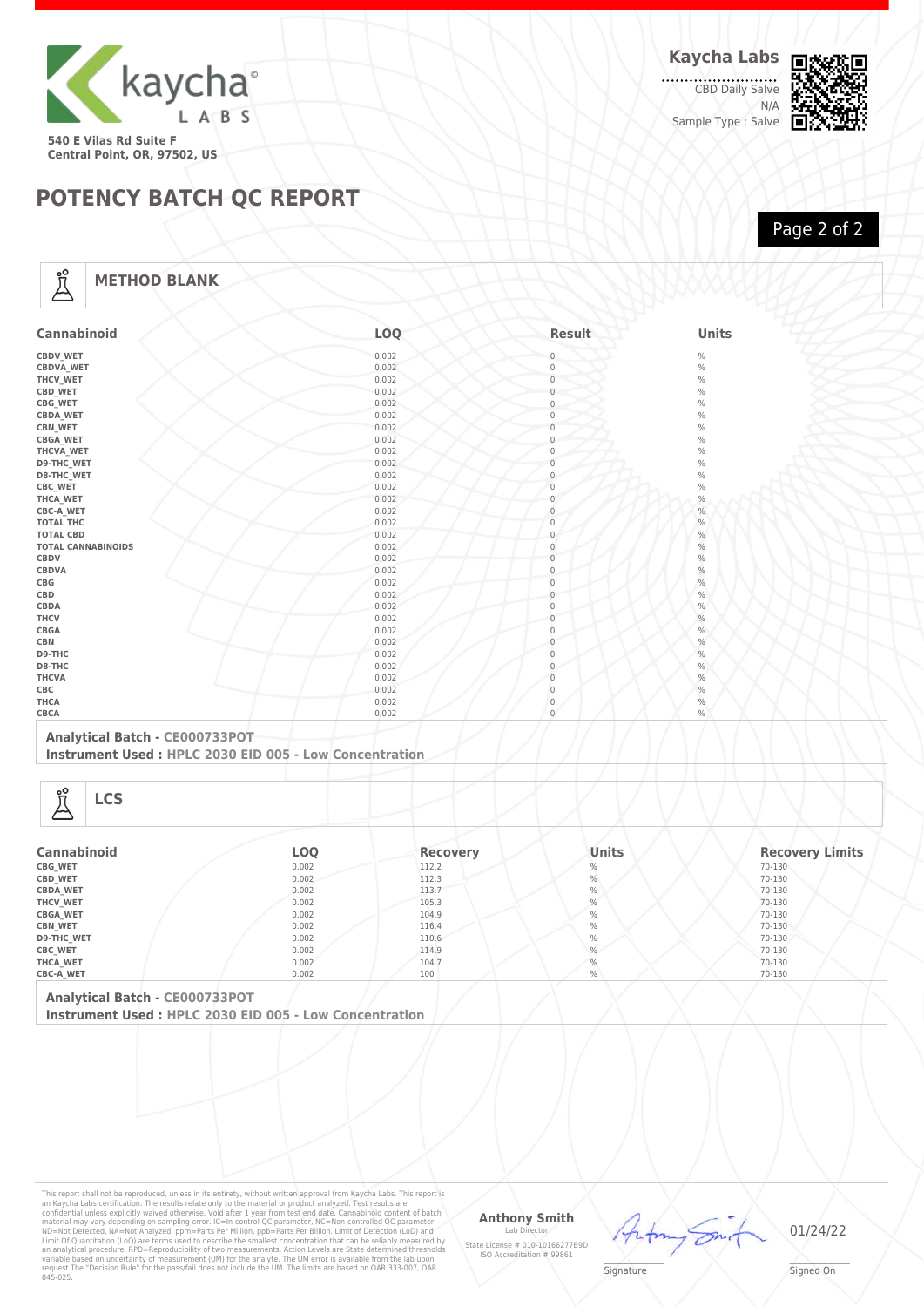kaycha LABS

540 E Vilas Rd Suite F
Central Point, OR, 97502, US

**Kaycha Labs**
CBD Daily Salve
N/A
Sample Type : Salve

# POTENCY BATCH QC REPORT

## METHOD BLANK

| Cannabinoid | LOQ | Result | Units |
|---|---|---|---|
| CBDV_WET | 0.002 | 0 | % |
| CBDVA_WET | 0.002 | 0 | % |
| THCV_WET | 0.002 | 0 | % |
| CBD_WET | 0.002 | 0 | % |
| CBG_WET | 0.002 | 0 | % |
| CBDA_WET | 0.002 | 0 | % |
| CBN_WET | 0.002 | 0 | % |
| CBGA_WET | 0.002 | 0 | % |
| THCVA_WET | 0.002 | 0 | % |
| D9-THC_WET | 0.002 | 0 | % |
| D8-THC_WET | 0.002 | 0 | % |
| CBC_WET | 0.002 | 0 | % |
| THCA_WET | 0.002 | 0 | % |
| CBC-A_WET | 0.002 | 0 | % |
| TOTAL THC | 0.002 | 0 | % |
| TOTAL CBD | 0.002 | 0 | % |
| TOTAL CANNABINOIDS | 0.002 | 0 | % |
| CBDV | 0.002 | 0 | % |
| CBDVA | 0.002 | 0 | % |
| CBG | 0.002 | 0 | % |
| CBD | 0.002 | 0 | % |
| CBDA | 0.002 | 0 | % |
| THCV | 0.002 | 0 | % |
| CBGA | 0.002 | 0 | % |
| CBN | 0.002 | 0 | % |
| D9-THC | 0.002 | 0 | % |
| D8-THC | 0.002 | 0 | % |
| THCVA | 0.002 | 0 | % |
| CBC | 0.002 | 0 | % |
| THCA | 0.002 | 0 | % |
| CBCA | 0.002 | 0 | % |

**Analytical Batch - CE000733POT**
**Instrument Used : HPLC 2030 EID 005 - Low Concentration**

## LCS

| Cannabinoid | LOQ | Recovery | Units | Recovery Limits |
|---|---|---|---|---|
| CBG_WET | 0.002 | 112.2 | % | 70-130 |
| CBD_WET | 0.002 | 112.3 | % | 70-130 |
| CBDA_WET | 0.002 | 113.7 | % | 70-130 |
| THCV_WET | 0.002 | 105.3 | % | 70-130 |
| CBGA_WET | 0.002 | 104.9 | % | 70-130 |
| CBN_WET | 0.002 | 116.4 | % | 70-130 |
| D9-THC_WET | 0.002 | 110.6 | % | 70-130 |
| CBC_WET | 0.002 | 114.9 | % | 70-130 |
| THCA_WET | 0.002 | 104.7 | % | 70-130 |
| CBC-A_WET | 0.002 | 100 | % | 70-130 |

**Analytical Batch - CE000733POT**
**Instrument Used : HPLC 2030 EID 005 - Low Concentration**

This report shall not be reproduced, unless in its entirety, without written approval from Kaycha Labs. This report is an Kaycha Labs certification. The results relate only to the material or product analyzed. Test results are confidential unless explicitly waived otherwise. Void after 1 year from test end date. Cannabinoid content of batch material may vary depending on sampling error. IC=In-control QC parameter, NC=Non-controlled QC parameter, ND=Not Detected, NA=Not Analyzed, ppm=Parts Per Million, ppb=Parts Per Billion. Limit of Detection (LoD) and Limit Of Quantitation (LoQ) are terms used to describe the smallest concentration that can be reliably measured by an analytical procedure. RPD=Reproducibility of two measurements. Action Levels are State determined thresholds variable based on uncertainty of measurement (UM) for the analyte. The UM error is available from the lab upon request.The "Decision Rule" for the pass/fail does not include the UM. The limits are based on OAR 333-007, OAR 845-025.

**Anthony Smith**
Lab Director
State License # 010-10166277B9D
ISO Accreditation # 99861

Signature

01/24/22
Signed On